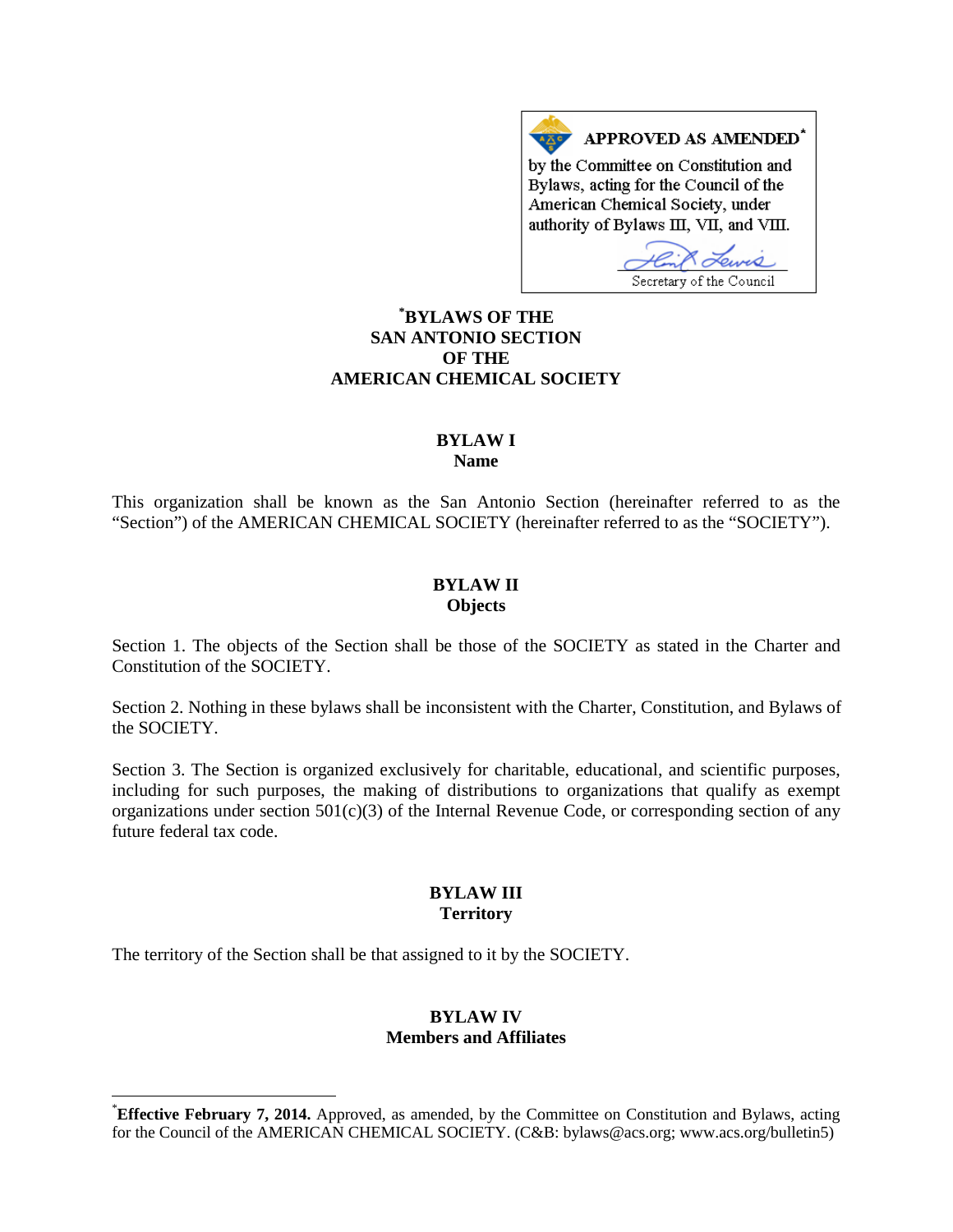**APPROVED AS AMENDED***

by the Committee on Constitution and Bylaws, acting for the Council of the American Chemical Society, under authority of Bylaws III, VII, and VIII.

Secretary of the Council

# *BYLAWS OF THE SAN ANTONIO SECTION OF THE AMERICAN CHEMICAL SOCIETY

## BYLAW I
### Name

This organization shall be known as the San Antonio Section (hereinafter referred to as the "Section") of the AMERICAN CHEMICAL SOCIETY (hereinafter referred to as the "SOCIETY").

## BYLAW II
### Objects

Section 1. The objects of the Section shall be those of the SOCIETY as stated in the Charter and Constitution of the SOCIETY.

Section 2. Nothing in these bylaws shall be inconsistent with the Charter, Constitution, and Bylaws of the SOCIETY.

Section 3. The Section is organized exclusively for charitable, educational, and scientific purposes, including for such purposes, the making of distributions to organizations that qualify as exempt organizations under section 501(c)(3) of the Internal Revenue Code, or corresponding section of any future federal tax code.

## BYLAW III
### Territory

The territory of the Section shall be that assigned to it by the SOCIETY.

## BYLAW IV
### Members and Affiliates

---

***Effective February 7, 2014.** Approved, as amended, by the Committee on Constitution and Bylaws, acting for the Council of the AMERICAN CHEMICAL SOCIETY. (C&B: bylaws@acs.org; www.acs.org/bulletin5)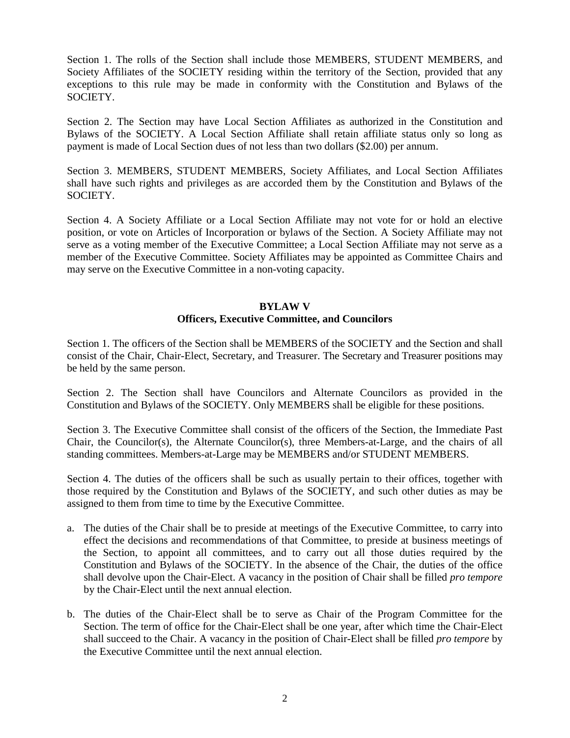Section 1. The rolls of the Section shall include those MEMBERS, STUDENT MEMBERS, and Society Affiliates of the SOCIETY residing within the territory of the Section, provided that any exceptions to this rule may be made in conformity with the Constitution and Bylaws of the SOCIETY.

Section 2. The Section may have Local Section Affiliates as authorized in the Constitution and Bylaws of the SOCIETY. A Local Section Affiliate shall retain affiliate status only so long as payment is made of Local Section dues of not less than two dollars ($2.00) per annum.

Section 3. MEMBERS, STUDENT MEMBERS, Society Affiliates, and Local Section Affiliates shall have such rights and privileges as are accorded them by the Constitution and Bylaws of the SOCIETY.

Section 4. A Society Affiliate or a Local Section Affiliate may not vote for or hold an elective position, or vote on Articles of Incorporation or bylaws of the Section. A Society Affiliate may not serve as a voting member of the Executive Committee; a Local Section Affiliate may not serve as a member of the Executive Committee. Society Affiliates may be appointed as Committee Chairs and may serve on the Executive Committee in a non-voting capacity.

## BYLAW V
## Officers, Executive Committee, and Councilors

Section 1. The officers of the Section shall be MEMBERS of the SOCIETY and the Section and shall consist of the Chair, Chair-Elect, Secretary, and Treasurer. The Secretary and Treasurer positions may be held by the same person.

Section 2. The Section shall have Councilors and Alternate Councilors as provided in the Constitution and Bylaws of the SOCIETY. Only MEMBERS shall be eligible for these positions.

Section 3. The Executive Committee shall consist of the officers of the Section, the Immediate Past Chair, the Councilor(s), the Alternate Councilor(s), three Members-at-Large, and the chairs of all standing committees. Members-at-Large may be MEMBERS and/or STUDENT MEMBERS.

Section 4. The duties of the officers shall be such as usually pertain to their offices, together with those required by the Constitution and Bylaws of the SOCIETY, and such other duties as may be assigned to them from time to time by the Executive Committee.

a. The duties of the Chair shall be to preside at meetings of the Executive Committee, to carry into effect the decisions and recommendations of that Committee, to preside at business meetings of the Section, to appoint all committees, and to carry out all those duties required by the Constitution and Bylaws of the SOCIETY. In the absence of the Chair, the duties of the office shall devolve upon the Chair-Elect. A vacancy in the position of Chair shall be filled *pro tempore* by the Chair-Elect until the next annual election.

b. The duties of the Chair-Elect shall be to serve as Chair of the Program Committee for the Section. The term of office for the Chair-Elect shall be one year, after which time the Chair-Elect shall succeed to the Chair. A vacancy in the position of Chair-Elect shall be filled *pro tempore* by the Executive Committee until the next annual election.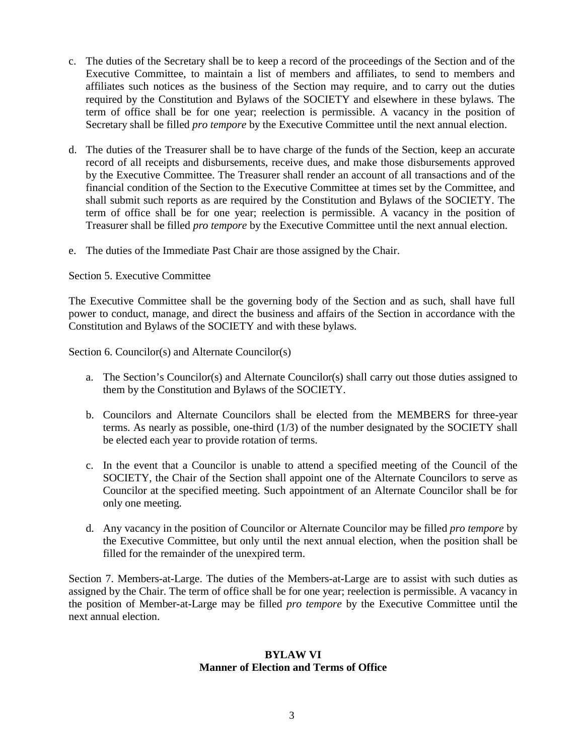c. The duties of the Secretary shall be to keep a record of the proceedings of the Section and of the Executive Committee, to maintain a list of members and affiliates, to send to members and affiliates such notices as the business of the Section may require, and to carry out the duties required by the Constitution and Bylaws of the SOCIETY and elsewhere in these bylaws. The term of office shall be for one year; reelection is permissible. A vacancy in the position of Secretary shall be filled *pro tempore* by the Executive Committee until the next annual election.

d. The duties of the Treasurer shall be to have charge of the funds of the Section, keep an accurate record of all receipts and disbursements, receive dues, and make those disbursements approved by the Executive Committee. The Treasurer shall render an account of all transactions and of the financial condition of the Section to the Executive Committee at times set by the Committee, and shall submit such reports as are required by the Constitution and Bylaws of the SOCIETY. The term of office shall be for one year; reelection is permissible. A vacancy in the position of Treasurer shall be filled *pro tempore* by the Executive Committee until the next annual election.

e. The duties of the Immediate Past Chair are those assigned by the Chair.

Section 5. Executive Committee

The Executive Committee shall be the governing body of the Section and as such, shall have full power to conduct, manage, and direct the business and affairs of the Section in accordance with the Constitution and Bylaws of the SOCIETY and with these bylaws.

Section 6. Councilor(s) and Alternate Councilor(s)

a. The Section's Councilor(s) and Alternate Councilor(s) shall carry out those duties assigned to them by the Constitution and Bylaws of the SOCIETY.

b. Councilors and Alternate Councilors shall be elected from the MEMBERS for three-year terms. As nearly as possible, one-third (1/3) of the number designated by the SOCIETY shall be elected each year to provide rotation of terms.

c. In the event that a Councilor is unable to attend a specified meeting of the Council of the SOCIETY, the Chair of the Section shall appoint one of the Alternate Councilors to serve as Councilor at the specified meeting. Such appointment of an Alternate Councilor shall be for only one meeting.

d. Any vacancy in the position of Councilor or Alternate Councilor may be filled *pro tempore* by the Executive Committee, but only until the next annual election, when the position shall be filled for the remainder of the unexpired term.

Section 7. Members-at-Large. The duties of the Members-at-Large are to assist with such duties as assigned by the Chair. The term of office shall be for one year; reelection is permissible. A vacancy in the position of Member-at-Large may be filled *pro tempore* by the Executive Committee until the next annual election.

## BYLAW VI
## Manner of Election and Terms of Office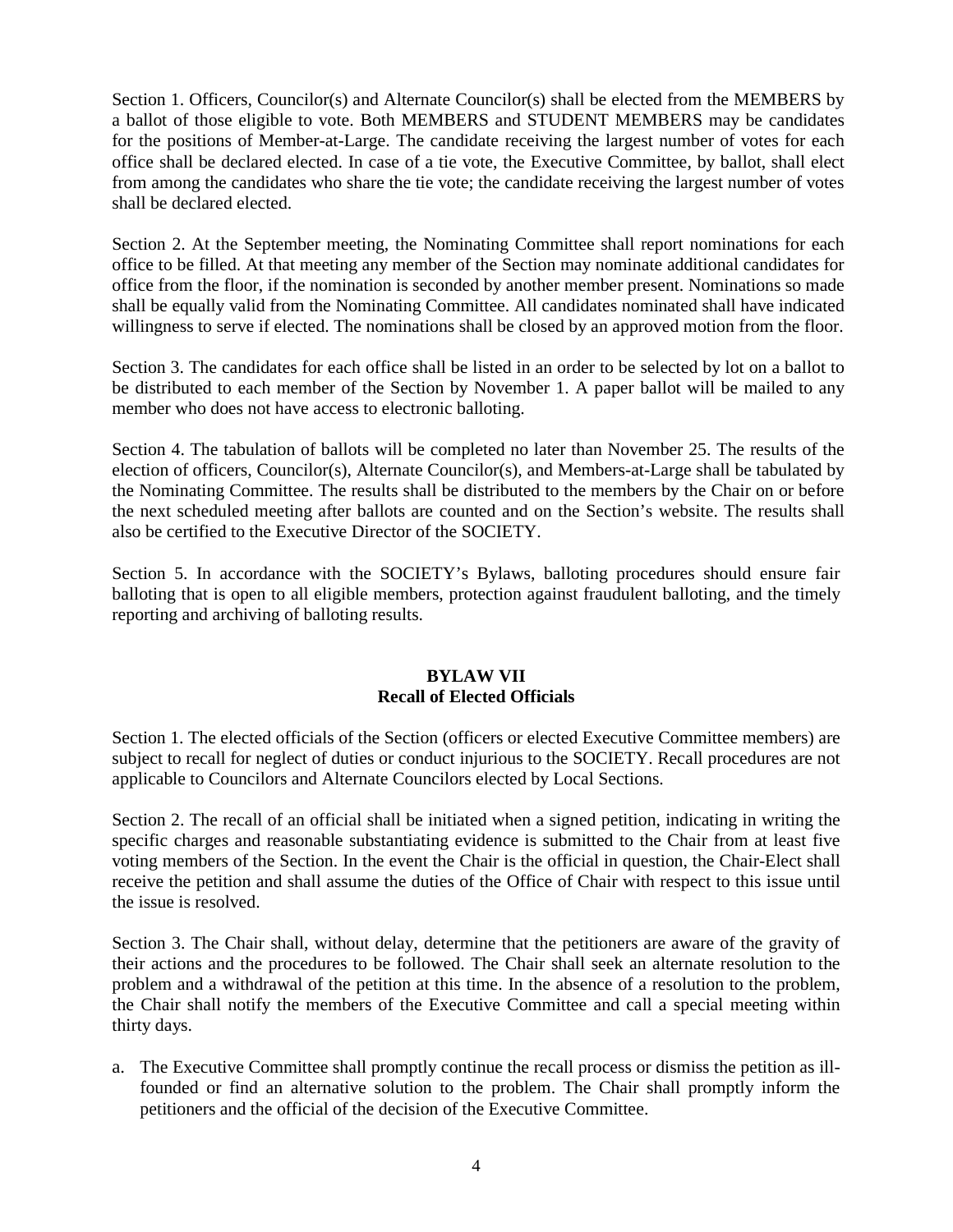Section 1. Officers, Councilor(s) and Alternate Councilor(s) shall be elected from the MEMBERS by a ballot of those eligible to vote. Both MEMBERS and STUDENT MEMBERS may be candidates for the positions of Member-at-Large. The candidate receiving the largest number of votes for each office shall be declared elected. In case of a tie vote, the Executive Committee, by ballot, shall elect from among the candidates who share the tie vote; the candidate receiving the largest number of votes shall be declared elected.

Section 2. At the September meeting, the Nominating Committee shall report nominations for each office to be filled. At that meeting any member of the Section may nominate additional candidates for office from the floor, if the nomination is seconded by another member present. Nominations so made shall be equally valid from the Nominating Committee. All candidates nominated shall have indicated willingness to serve if elected. The nominations shall be closed by an approved motion from the floor.

Section 3. The candidates for each office shall be listed in an order to be selected by lot on a ballot to be distributed to each member of the Section by November 1. A paper ballot will be mailed to any member who does not have access to electronic balloting.

Section 4. The tabulation of ballots will be completed no later than November 25. The results of the election of officers, Councilor(s), Alternate Councilor(s), and Members-at-Large shall be tabulated by the Nominating Committee. The results shall be distributed to the members by the Chair on or before the next scheduled meeting after ballots are counted and on the Section's website. The results shall also be certified to the Executive Director of the SOCIETY.

Section 5. In accordance with the SOCIETY's Bylaws, balloting procedures should ensure fair balloting that is open to all eligible members, protection against fraudulent balloting, and the timely reporting and archiving of balloting results.

## BYLAW VII
## Recall of Elected Officials

Section 1. The elected officials of the Section (officers or elected Executive Committee members) are subject to recall for neglect of duties or conduct injurious to the SOCIETY. Recall procedures are not applicable to Councilors and Alternate Councilors elected by Local Sections.

Section 2. The recall of an official shall be initiated when a signed petition, indicating in writing the specific charges and reasonable substantiating evidence is submitted to the Chair from at least five voting members of the Section. In the event the Chair is the official in question, the Chair-Elect shall receive the petition and shall assume the duties of the Office of Chair with respect to this issue until the issue is resolved.

Section 3. The Chair shall, without delay, determine that the petitioners are aware of the gravity of their actions and the procedures to be followed. The Chair shall seek an alternate resolution to the problem and a withdrawal of the petition at this time. In the absence of a resolution to the problem, the Chair shall notify the members of the Executive Committee and call a special meeting within thirty days.

a. The Executive Committee shall promptly continue the recall process or dismiss the petition as ill-founded or find an alternative solution to the problem. The Chair shall promptly inform the petitioners and the official of the decision of the Executive Committee.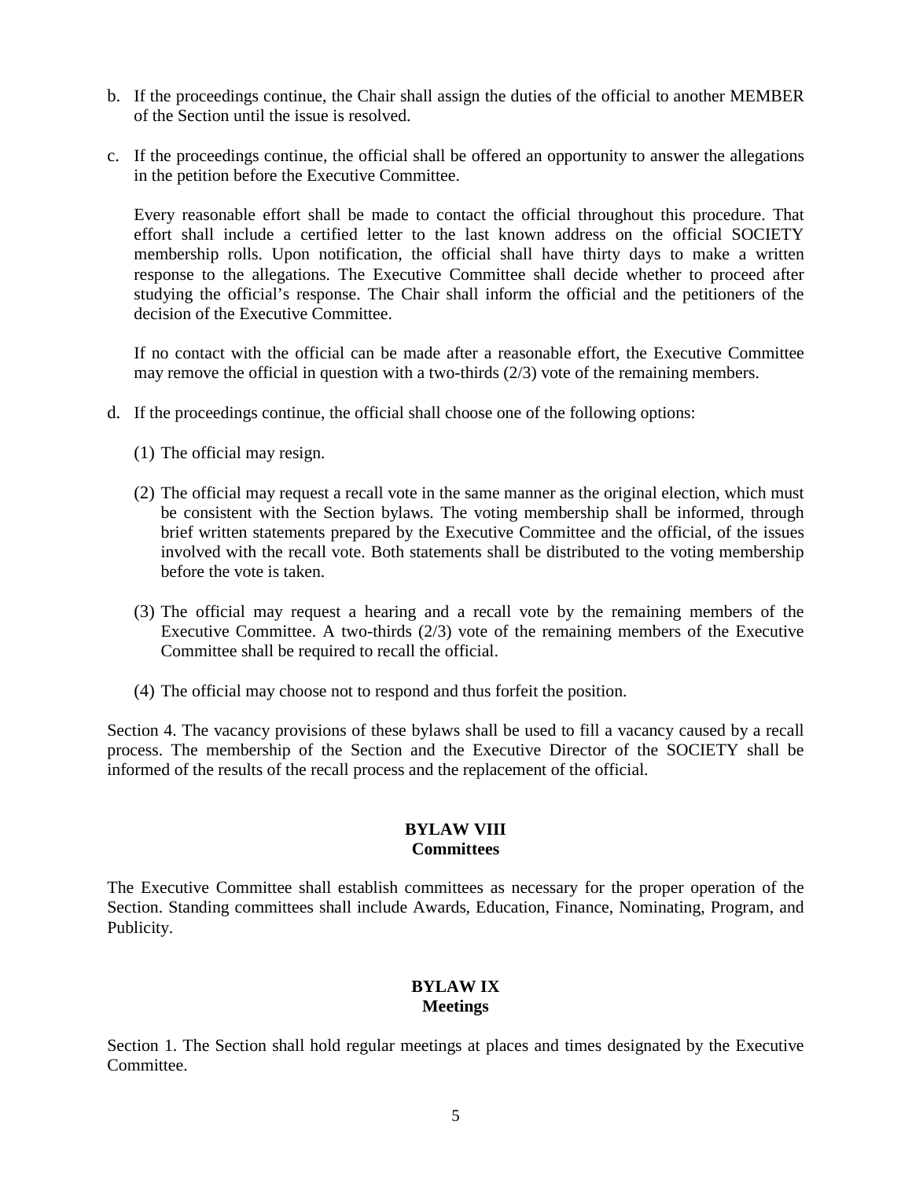b. If the proceedings continue, the Chair shall assign the duties of the official to another MEMBER of the Section until the issue is resolved.

c. If the proceedings continue, the official shall be offered an opportunity to answer the allegations in the petition before the Executive Committee.

   Every reasonable effort shall be made to contact the official throughout this procedure. That effort shall include a certified letter to the last known address on the official SOCIETY membership rolls. Upon notification, the official shall have thirty days to make a written response to the allegations. The Executive Committee shall decide whether to proceed after studying the official's response. The Chair shall inform the official and the petitioners of the decision of the Executive Committee.

   If no contact with the official can be made after a reasonable effort, the Executive Committee may remove the official in question with a two-thirds (2/3) vote of the remaining members.

d. If the proceedings continue, the official shall choose one of the following options:

   (1) The official may resign.

   (2) The official may request a recall vote in the same manner as the original election, which must be consistent with the Section bylaws. The voting membership shall be informed, through brief written statements prepared by the Executive Committee and the official, of the issues involved with the recall vote. Both statements shall be distributed to the voting membership before the vote is taken.

   (3) The official may request a hearing and a recall vote by the remaining members of the Executive Committee. A two-thirds (2/3) vote of the remaining members of the Executive Committee shall be required to recall the official.

   (4) The official may choose not to respond and thus forfeit the position.

Section 4. The vacancy provisions of these bylaws shall be used to fill a vacancy caused by a recall process. The membership of the Section and the Executive Director of the SOCIETY shall be informed of the results of the recall process and the replacement of the official.

## BYLAW VIII
## Committees

The Executive Committee shall establish committees as necessary for the proper operation of the Section. Standing committees shall include Awards, Education, Finance, Nominating, Program, and Publicity.

## BYLAW IX
## Meetings

Section 1. The Section shall hold regular meetings at places and times designated by the Executive Committee.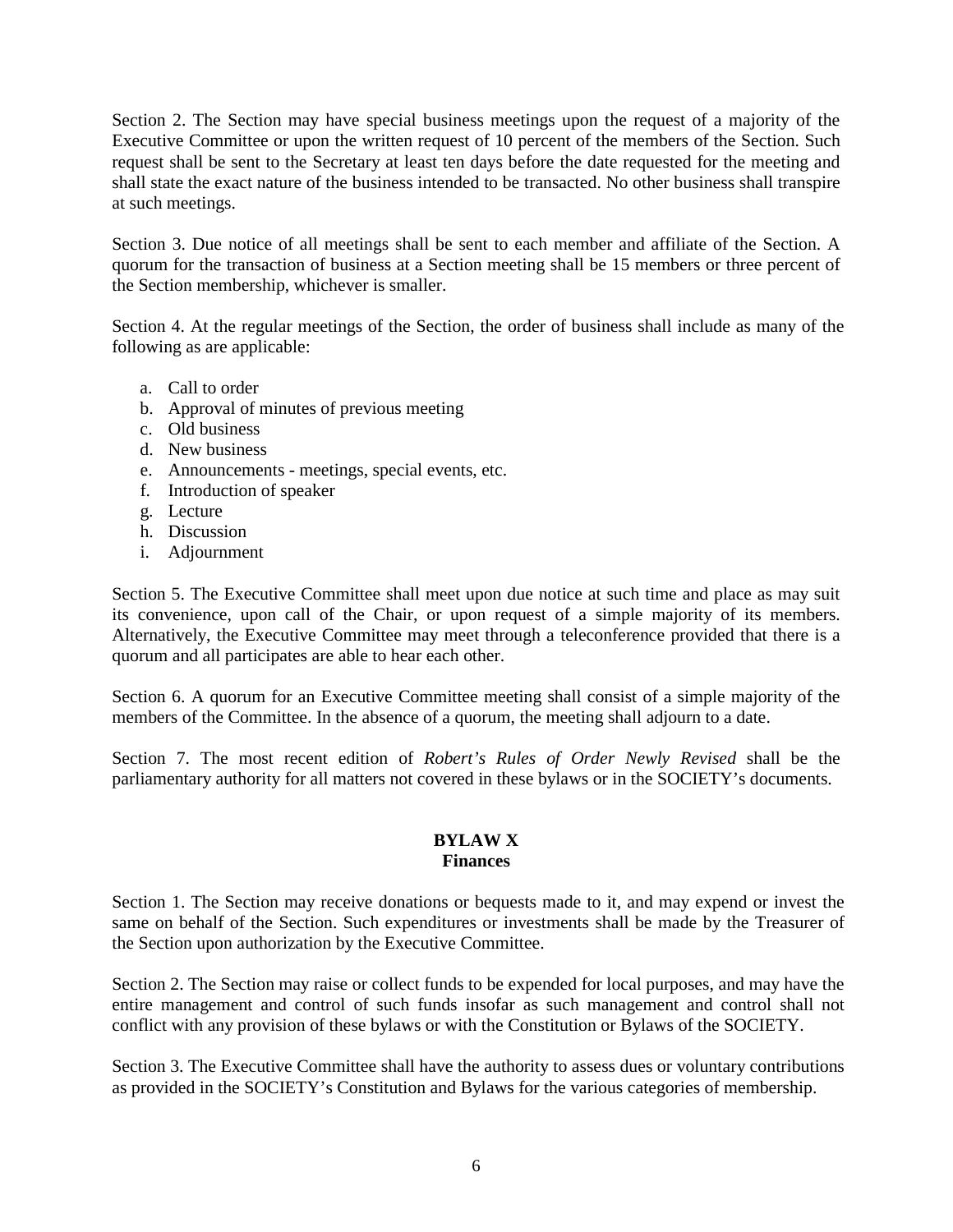Section 2. The Section may have special business meetings upon the request of a majority of the Executive Committee or upon the written request of 10 percent of the members of the Section. Such request shall be sent to the Secretary at least ten days before the date requested for the meeting and shall state the exact nature of the business intended to be transacted. No other business shall transpire at such meetings.

Section 3. Due notice of all meetings shall be sent to each member and affiliate of the Section. A quorum for the transaction of business at a Section meeting shall be 15 members or three percent of the Section membership, whichever is smaller.

Section 4. At the regular meetings of the Section, the order of business shall include as many of the following as are applicable:

a. Call to order
b. Approval of minutes of previous meeting
c. Old business
d. New business
e. Announcements - meetings, special events, etc.
f. Introduction of speaker
g. Lecture
h. Discussion
i. Adjournment

Section 5. The Executive Committee shall meet upon due notice at such time and place as may suit its convenience, upon call of the Chair, or upon request of a simple majority of its members. Alternatively, the Executive Committee may meet through a teleconference provided that there is a quorum and all participates are able to hear each other.

Section 6. A quorum for an Executive Committee meeting shall consist of a simple majority of the members of the Committee. In the absence of a quorum, the meeting shall adjourn to a date.

Section 7. The most recent edition of *Robert's Rules of Order Newly Revised* shall be the parliamentary authority for all matters not covered in these bylaws or in the SOCIETY's documents.

## BYLAW X
## Finances

Section 1. The Section may receive donations or bequests made to it, and may expend or invest the same on behalf of the Section. Such expenditures or investments shall be made by the Treasurer of the Section upon authorization by the Executive Committee.

Section 2. The Section may raise or collect funds to be expended for local purposes, and may have the entire management and control of such funds insofar as such management and control shall not conflict with any provision of these bylaws or with the Constitution or Bylaws of the SOCIETY.

Section 3. The Executive Committee shall have the authority to assess dues or voluntary contributions as provided in the SOCIETY's Constitution and Bylaws for the various categories of membership.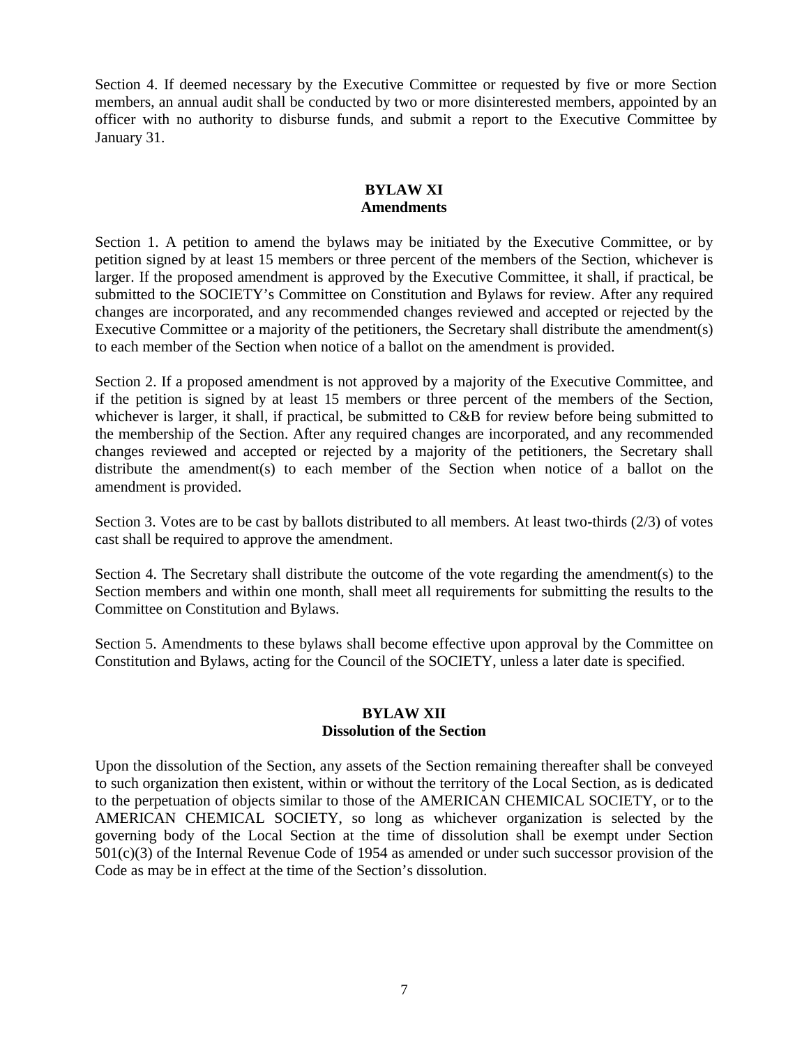Section 4. If deemed necessary by the Executive Committee or requested by five or more Section members, an annual audit shall be conducted by two or more disinterested members, appointed by an officer with no authority to disburse funds, and submit a report to the Executive Committee by January 31.

## BYLAW XI
## Amendments

Section 1. A petition to amend the bylaws may be initiated by the Executive Committee, or by petition signed by at least 15 members or three percent of the members of the Section, whichever is larger. If the proposed amendment is approved by the Executive Committee, it shall, if practical, be submitted to the SOCIETY's Committee on Constitution and Bylaws for review. After any required changes are incorporated, and any recommended changes reviewed and accepted or rejected by the Executive Committee or a majority of the petitioners, the Secretary shall distribute the amendment(s) to each member of the Section when notice of a ballot on the amendment is provided.

Section 2. If a proposed amendment is not approved by a majority of the Executive Committee, and if the petition is signed by at least 15 members or three percent of the members of the Section, whichever is larger, it shall, if practical, be submitted to C&B for review before being submitted to the membership of the Section. After any required changes are incorporated, and any recommended changes reviewed and accepted or rejected by a majority of the petitioners, the Secretary shall distribute the amendment(s) to each member of the Section when notice of a ballot on the amendment is provided.

Section 3. Votes are to be cast by ballots distributed to all members. At least two-thirds (2/3) of votes cast shall be required to approve the amendment.

Section 4. The Secretary shall distribute the outcome of the vote regarding the amendment(s) to the Section members and within one month, shall meet all requirements for submitting the results to the Committee on Constitution and Bylaws.

Section 5. Amendments to these bylaws shall become effective upon approval by the Committee on Constitution and Bylaws, acting for the Council of the SOCIETY, unless a later date is specified.

## BYLAW XII
## Dissolution of the Section

Upon the dissolution of the Section, any assets of the Section remaining thereafter shall be conveyed to such organization then existent, within or without the territory of the Local Section, as is dedicated to the perpetuation of objects similar to those of the AMERICAN CHEMICAL SOCIETY, or to the AMERICAN CHEMICAL SOCIETY, so long as whichever organization is selected by the governing body of the Local Section at the time of dissolution shall be exempt under Section 501(c)(3) of the Internal Revenue Code of 1954 as amended or under such successor provision of the Code as may be in effect at the time of the Section's dissolution.